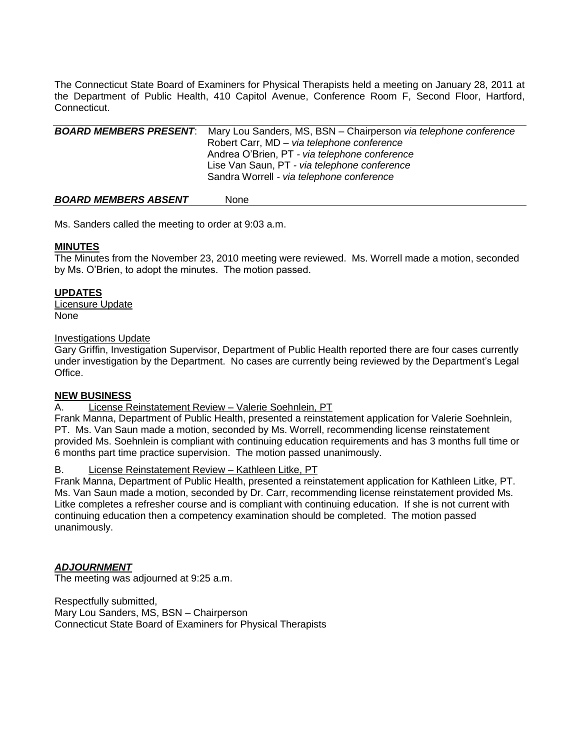The Connecticut State Board of Examiners for Physical Therapists held a meeting on January 28, 2011 at the Department of Public Health, 410 Capitol Avenue, Conference Room F, Second Floor, Hartford, Connecticut.

***BOARD MEMBERS PRESENT***: Mary Lou Sanders, MS, BSN – Chairperson *via telephone conference*
Robert Carr, MD – *via telephone conference*
Andrea O'Brien, PT - *via telephone conference*
Lise Van Saun, PT - *via telephone conference*
Sandra Worrell - *via telephone conference*

***BOARD MEMBERS ABSENT*** None

Ms. Sanders called the meeting to order at 9:03 a.m.

**MINUTES**

The Minutes from the November 23, 2010 meeting were reviewed. Ms. Worrell made a motion, seconded by Ms. O'Brien, to adopt the minutes. The motion passed.

**UPDATES**

Licensure Update

None

Investigations Update

Gary Griffin, Investigation Supervisor, Department of Public Health reported there are four cases currently under investigation by the Department. No cases are currently being reviewed by the Department's Legal Office.

**NEW BUSINESS**

A. License Reinstatement Review – Valerie Soehnlein, PT

Frank Manna, Department of Public Health, presented a reinstatement application for Valerie Soehnlein, PT. Ms. Van Saun made a motion, seconded by Ms. Worrell, recommending license reinstatement provided Ms. Soehnlein is compliant with continuing education requirements and has 3 months full time or 6 months part time practice supervision. The motion passed unanimously.

B. License Reinstatement Review – Kathleen Litke, PT

Frank Manna, Department of Public Health, presented a reinstatement application for Kathleen Litke, PT. Ms. Van Saun made a motion, seconded by Dr. Carr, recommending license reinstatement provided Ms. Litke completes a refresher course and is compliant with continuing education. If she is not current with continuing education then a competency examination should be completed. The motion passed unanimously.

***ADJOURNMENT***

The meeting was adjourned at 9:25 a.m.

Respectfully submitted,
Mary Lou Sanders, MS, BSN – Chairperson
Connecticut State Board of Examiners for Physical Therapists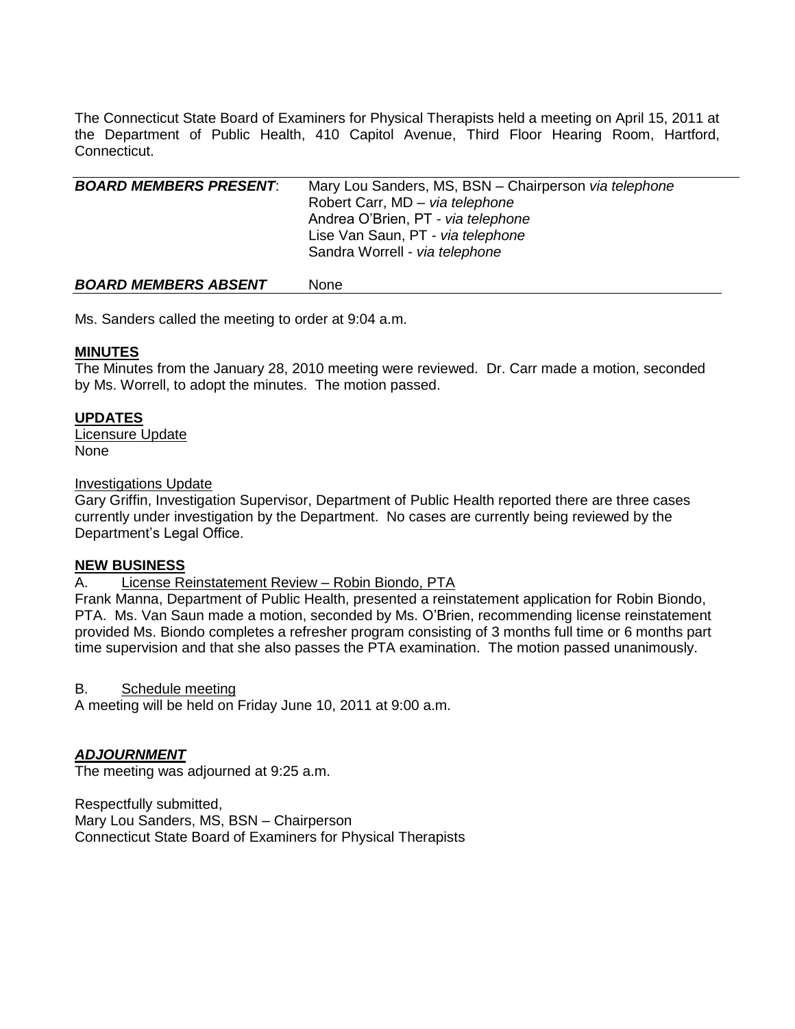The Connecticut State Board of Examiners for Physical Therapists held a meeting on April 15, 2011 at the Department of Public Health, 410 Capitol Avenue, Third Floor Hearing Room, Hartford, Connecticut.

| | |
|---|---|
| ***BOARD MEMBERS PRESENT***: | Mary Lou Sanders, MS, BSN – Chairperson *via telephone*<br>Robert Carr, MD – *via telephone*<br>Andrea O'Brien, PT - *via telephone*<br>Lise Van Saun, PT - *via telephone*<br>Sandra Worrell - *via telephone* |
| ***BOARD MEMBERS ABSENT*** | None |

Ms. Sanders called the meeting to order at 9:04 a.m.

**MINUTES**

The Minutes from the January 28, 2010 meeting were reviewed. Dr. Carr made a motion, seconded by Ms. Worrell, to adopt the minutes. The motion passed.

**UPDATES**

Licensure Update

None

Investigations Update

Gary Griffin, Investigation Supervisor, Department of Public Health reported there are three cases currently under investigation by the Department. No cases are currently being reviewed by the Department's Legal Office.

**NEW BUSINESS**

A. License Reinstatement Review – Robin Biondo, PTA

Frank Manna, Department of Public Health, presented a reinstatement application for Robin Biondo, PTA. Ms. Van Saun made a motion, seconded by Ms. O'Brien, recommending license reinstatement provided Ms. Biondo completes a refresher program consisting of 3 months full time or 6 months part time supervision and that she also passes the PTA examination. The motion passed unanimously.

B. Schedule meeting

A meeting will be held on Friday June 10, 2011 at 9:00 a.m.

***ADJOURNMENT***

The meeting was adjourned at 9:25 a.m.

Respectfully submitted,
Mary Lou Sanders, MS, BSN – Chairperson
Connecticut State Board of Examiners for Physical Therapists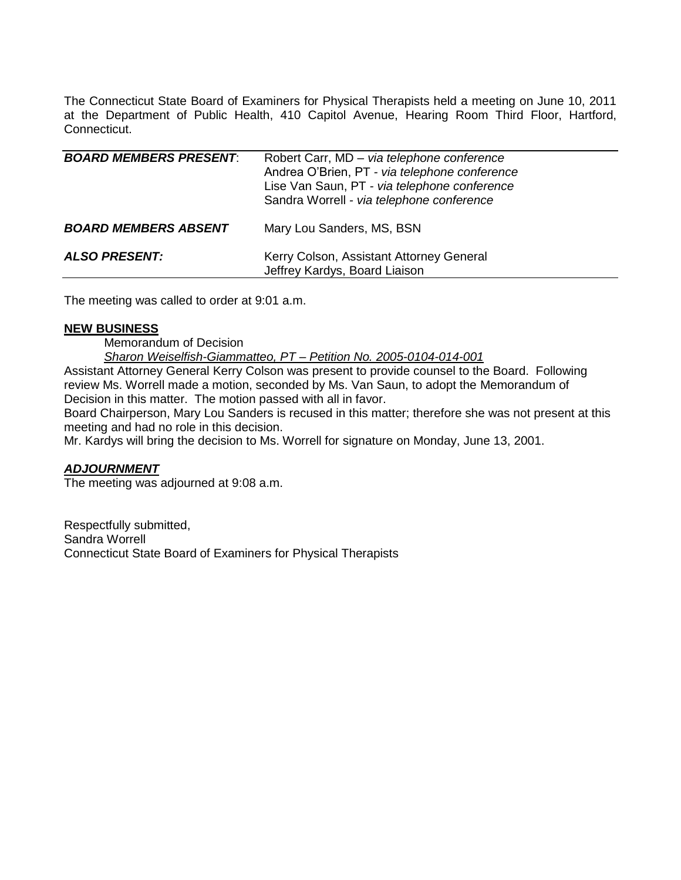The Connecticut State Board of Examiners for Physical Therapists held a meeting on June 10, 2011 at the Department of Public Health, 410 Capitol Avenue, Hearing Room Third Floor, Hartford, Connecticut.

| | |
|---|---|
| ***BOARD MEMBERS PRESENT***: | Robert Carr, MD – *via telephone conference*<br>Andrea O'Brien, PT - *via telephone conference*<br>Lise Van Saun, PT - *via telephone conference*<br>Sandra Worrell - *via telephone conference* |
| ***BOARD MEMBERS ABSENT*** | Mary Lou Sanders, MS, BSN |
| ***ALSO PRESENT:*** | Kerry Colson, Assistant Attorney General<br>Jeffrey Kardys, Board Liaison |

The meeting was called to order at 9:01 a.m.

**NEW BUSINESS**

Memorandum of Decision

*Sharon Weiselfish-Giammatteo, PT – Petition No. 2005-0104-014-001*

Assistant Attorney General Kerry Colson was present to provide counsel to the Board. Following review Ms. Worrell made a motion, seconded by Ms. Van Saun, to adopt the Memorandum of Decision in this matter. The motion passed with all in favor.

Board Chairperson, Mary Lou Sanders is recused in this matter; therefore she was not present at this meeting and had no role in this decision.

Mr. Kardys will bring the decision to Ms. Worrell for signature on Monday, June 13, 2001.

***ADJOURNMENT***

The meeting was adjourned at 9:08 a.m.

Respectfully submitted,
Sandra Worrell
Connecticut State Board of Examiners for Physical Therapists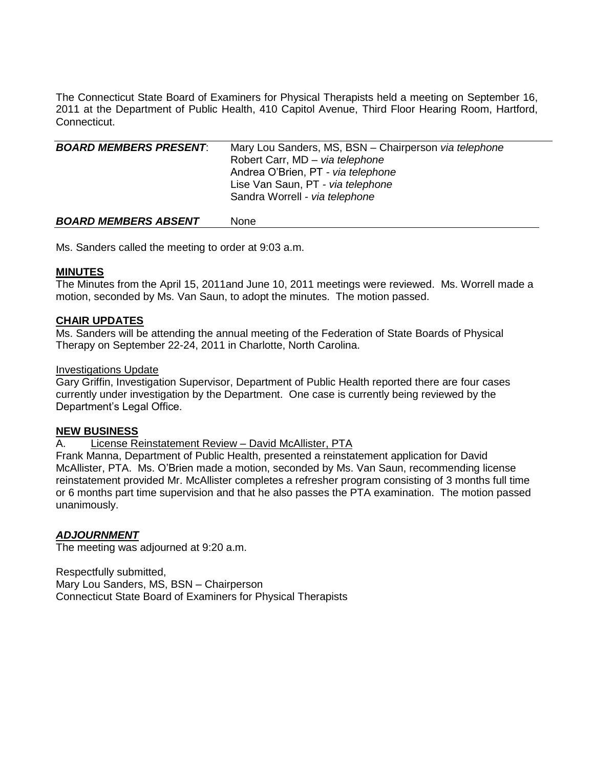The Connecticut State Board of Examiners for Physical Therapists held a meeting on September 16, 2011 at the Department of Public Health, 410 Capitol Avenue, Third Floor Hearing Room, Hartford, Connecticut.

| ***BOARD MEMBERS PRESENT***: | Mary Lou Sanders, MS, BSN – Chairperson *via telephone*<br>Robert Carr, MD – *via telephone*<br>Andrea O'Brien, PT - *via telephone*<br>Lise Van Saun, PT - *via telephone*<br>Sandra Worrell - *via telephone* |
|---|---|
| ***BOARD MEMBERS ABSENT*** | None |

Ms. Sanders called the meeting to order at 9:03 a.m.

**MINUTES**

The Minutes from the April 15, 2011and June 10, 2011 meetings were reviewed. Ms. Worrell made a motion, seconded by Ms. Van Saun, to adopt the minutes. The motion passed.

**CHAIR UPDATES**

Ms. Sanders will be attending the annual meeting of the Federation of State Boards of Physical Therapy on September 22-24, 2011 in Charlotte, North Carolina.

Investigations Update

Gary Griffin, Investigation Supervisor, Department of Public Health reported there are four cases currently under investigation by the Department. One case is currently being reviewed by the Department's Legal Office.

**NEW BUSINESS**

A. License Reinstatement Review – David McAllister, PTA

Frank Manna, Department of Public Health, presented a reinstatement application for David McAllister, PTA. Ms. O'Brien made a motion, seconded by Ms. Van Saun, recommending license reinstatement provided Mr. McAllister completes a refresher program consisting of 3 months full time or 6 months part time supervision and that he also passes the PTA examination. The motion passed unanimously.

***ADJOURNMENT***

The meeting was adjourned at 9:20 a.m.

Respectfully submitted,
Mary Lou Sanders, MS, BSN – Chairperson
Connecticut State Board of Examiners for Physical Therapists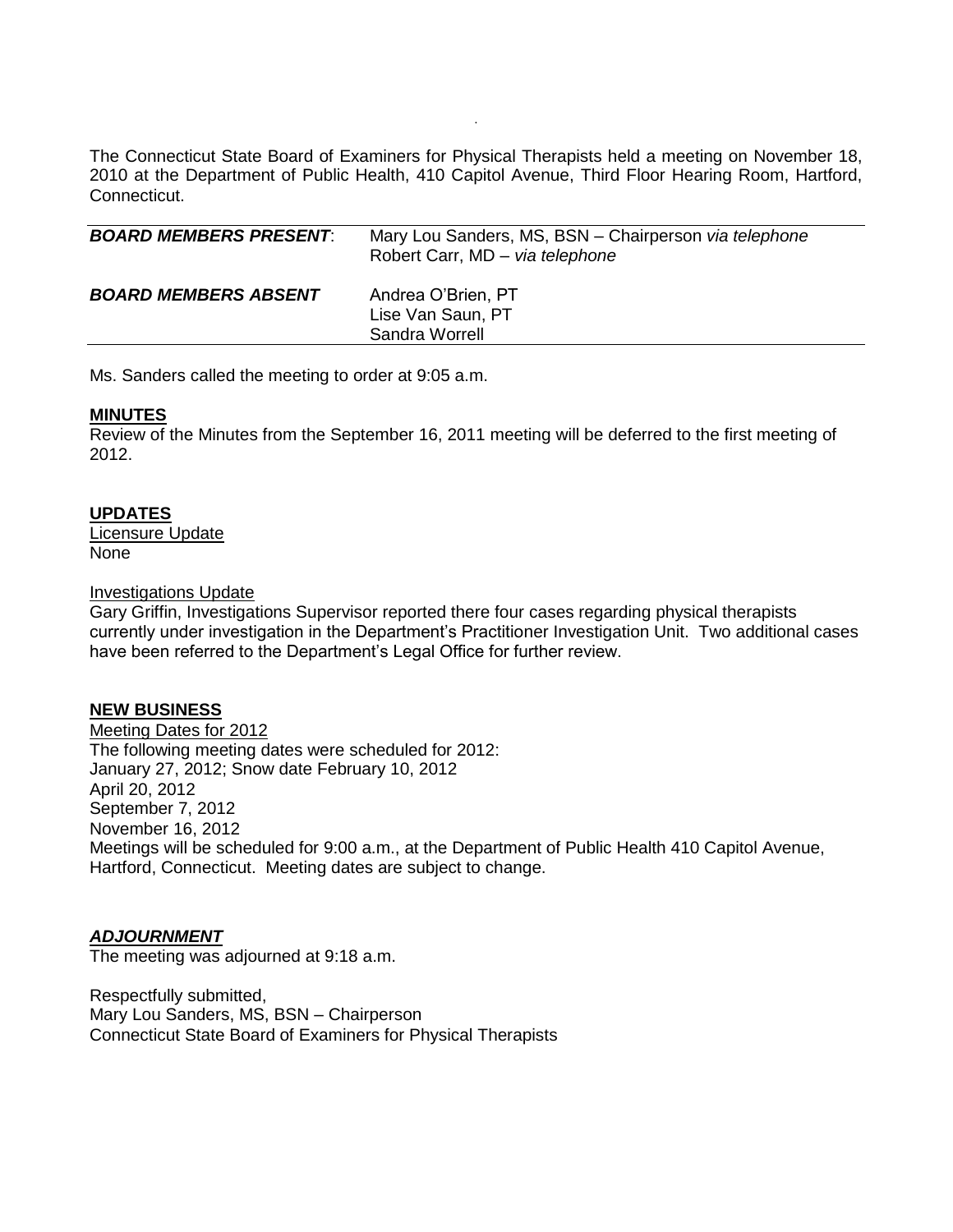The Connecticut State Board of Examiners for Physical Therapists held a meeting on November 18, 2010 at the Department of Public Health, 410 Capitol Avenue, Third Floor Hearing Room, Hartford, Connecticut.

| | |
|---|---|
| ***BOARD MEMBERS PRESENT:*** | Mary Lou Sanders, MS, BSN – Chairperson *via telephone*<br>Robert Carr, MD – *via telephone* |
| ***BOARD MEMBERS ABSENT*** | Andrea O'Brien, PT<br>Lise Van Saun, PT<br>Sandra Worrell |

Ms. Sanders called the meeting to order at 9:05 a.m.

**MINUTES**

Review of the Minutes from the September 16, 2011 meeting will be deferred to the first meeting of 2012.

**UPDATES**

Licensure Update

None

Investigations Update

Gary Griffin, Investigations Supervisor reported there four cases regarding physical therapists currently under investigation in the Department's Practitioner Investigation Unit. Two additional cases have been referred to the Department's Legal Office for further review.

**NEW BUSINESS**

Meeting Dates for 2012

The following meeting dates were scheduled for 2012:

January 27, 2012; Snow date February 10, 2012
April 20, 2012
September 7, 2012
November 16, 2012

Meetings will be scheduled for 9:00 a.m., at the Department of Public Health 410 Capitol Avenue, Hartford, Connecticut. Meeting dates are subject to change.

***ADJOURNMENT***

The meeting was adjourned at 9:18 a.m.

Respectfully submitted,
Mary Lou Sanders, MS, BSN – Chairperson
Connecticut State Board of Examiners for Physical Therapists